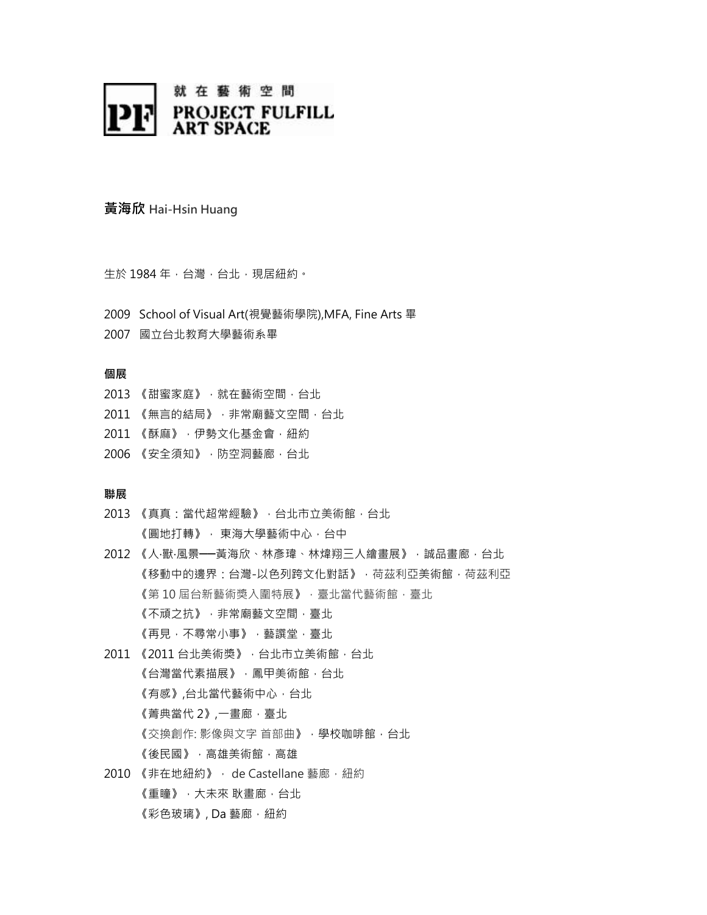就在藝術空間
PROJECT FULFILL
ART SPACE

**黃海欣 Hai-Hsin Huang**

生於 1984 年，台灣，台北，現居紐約。

2009 School of Visual Art(視覺藝術學院),MFA, Fine Arts 畢
2007 國立台北教育大學藝術系畢

**個展**

2013 《甜蜜家庭》，就在藝術空間，台北
2011 《無言的結局》，非常廟藝文空間，台北
2011 《酥麻》，伊勢文化基金會，紐約
2006 《安全須知》，防空洞藝廊，台北

**聯展**

2013 《真真：當代超常經驗》，台北市立美術館，台北
《圓地打轉》， 東海大學藝術中心，台中
2012 《人‧獸‧風景──黃海欣、林彥璋、林煒翔三人繪畫展》，誠品畫廊，台北
《移動中的邊界：台灣-以色列跨文化對話》，荷茲利亞美術館，荷茲利亞
《第 10 屆台新藝術獎入圍特展》，臺北當代藝術館，臺北
《不頑之抗》，非常廟藝文空間，臺北
《再見，不尋常小事》，藝譔堂，臺北
2011 《2011 台北美術獎》，台北市立美術館，台北
《台灣當代素描展》，鳳甲美術館，台北
《有感》,台北當代藝術中心，台北
《菁典當代 2》,一畫廊，臺北
《交換創作: 影像與文字 首部曲》，學校咖啡館，台北
《後民國》，高雄美術館，高雄
2010 《非在地紐約》， de Castellane 藝廊，紐約
《重瞳》，大未來 耿畫廊，台北
《彩色玻璃》, Da 藝廊，紐約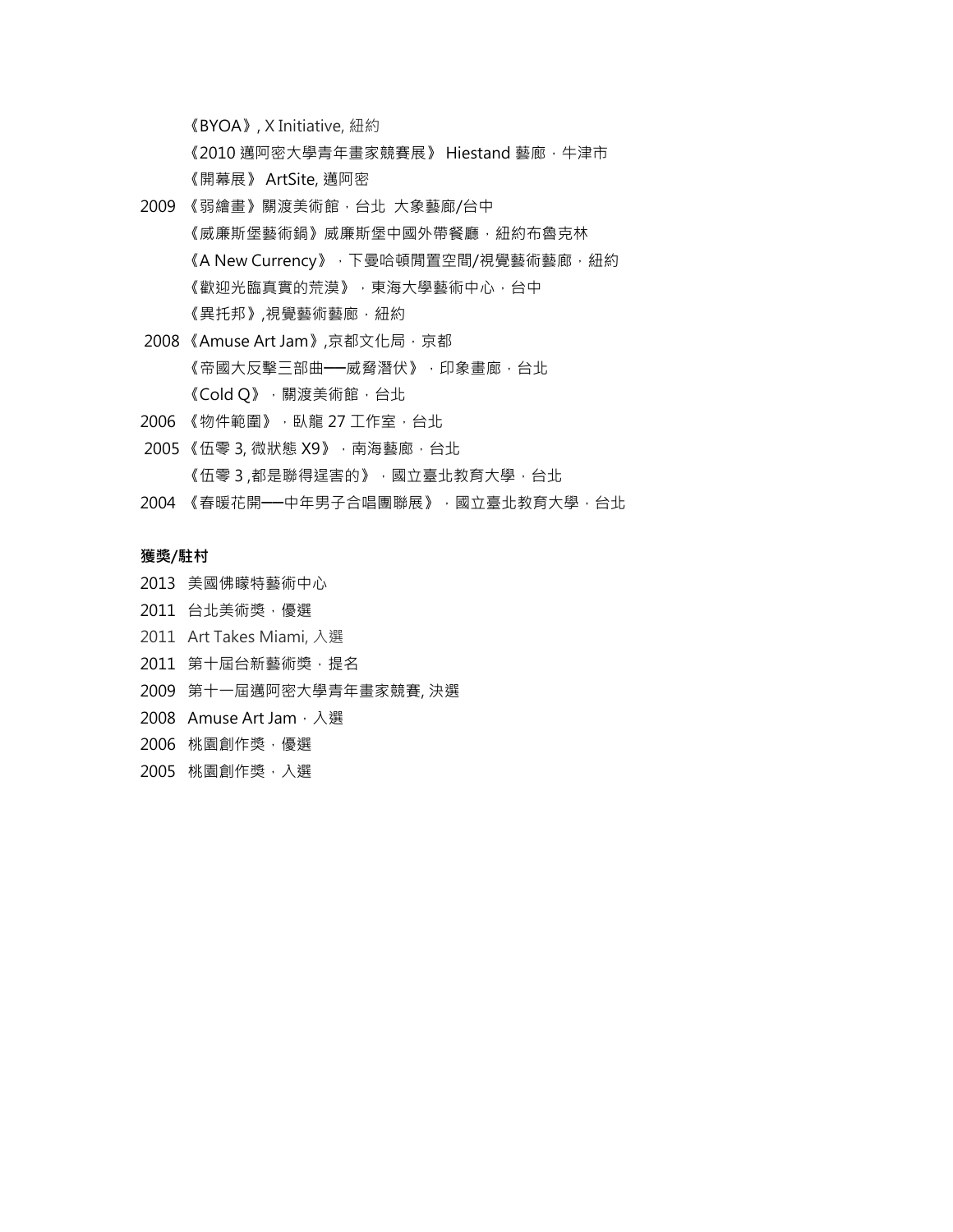《BYOA》, X Initiative, 紐約

《2010 邁阿密大學青年畫家競賽展》 Hiestand 藝廊，牛津市

《開幕展》 ArtSite, 邁阿密

2009 《弱繪畫》關渡美術館，台北 大象藝廊/台中

《威廉斯堡藝術鍋》威廉斯堡中國外帶餐廳，紐約布魯克林

《A New Currency》，下曼哈頓閒置空間/視覺藝術藝廊，紐約

《歡迎光臨真實的荒漠》，東海大學藝術中心，台中

《異托邦》,視覺藝術藝廊，紐約

2008 《Amuse Art Jam》,京都文化局，京都

《帝國大反擊三部曲──威脅潛伏》，印象畫廊，台北

《Cold Q》，關渡美術館，台北

2006 《物件範圍》，臥龍 27 工作室，台北

2005 《伍零 3, 微狀態 X9》，南海藝廊，台北

《伍零 3 ,都是聯得逞害的》，國立臺北教育大學，台北

2004 《春暖花開──中年男子合唱團聯展》，國立臺北教育大學，台北

**獲獎/駐村**

2013 美國佛蒙特藝術中心

2011 台北美術獎，優選

2011 Art Takes Miami, 入選

2011 第十屆台新藝術獎，提名

2009 第十一屆邁阿密大學青年畫家競賽, 決選

2008 Amuse Art Jam，入選

2006 桃園創作獎，優選

2005 桃園創作獎，入選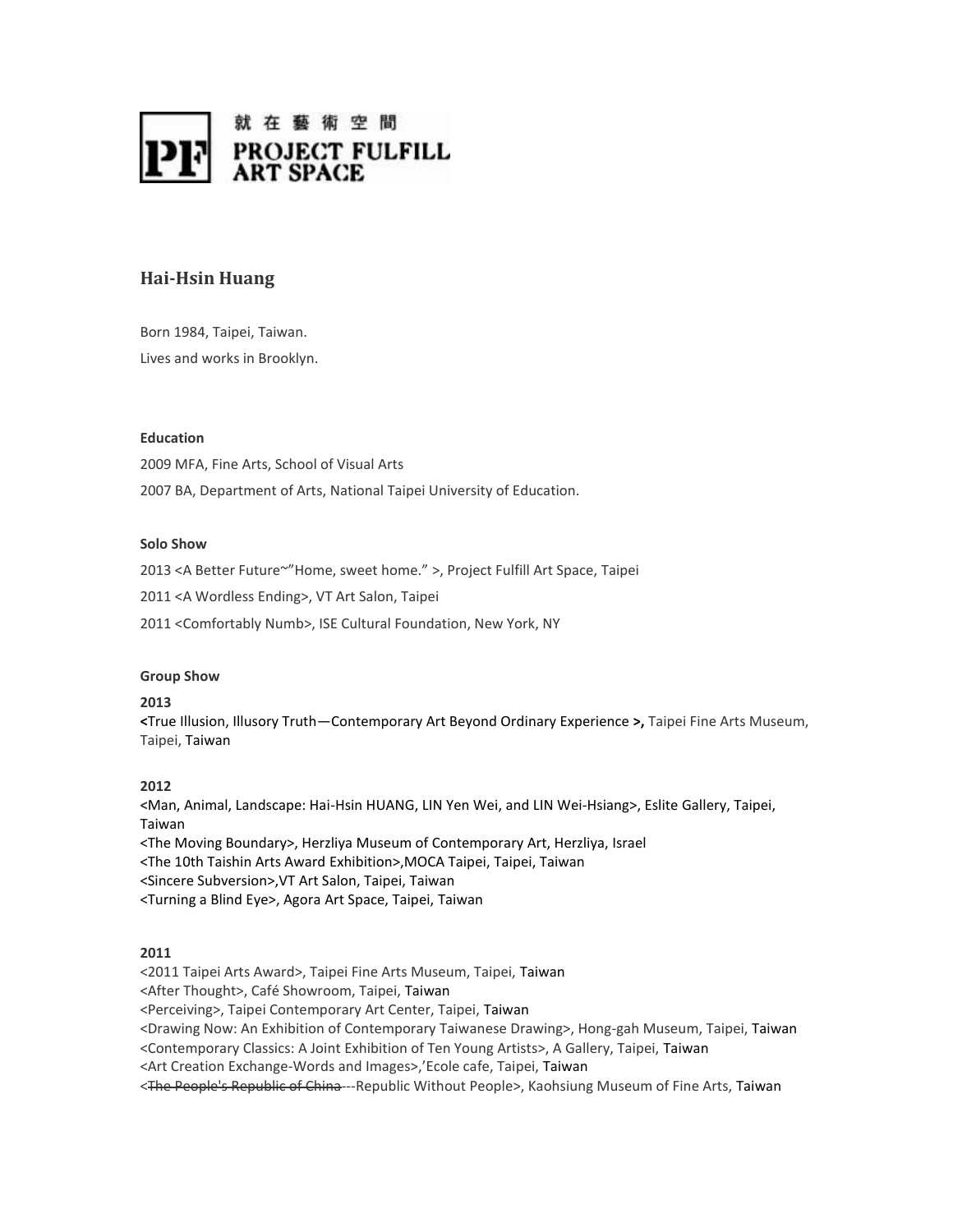就在藝術空間
PROJECT FULFILL ART SPACE

## Hai-Hsin Huang

Born 1984, Taipei, Taiwan.

Lives and works in Brooklyn.

### Education

2009 MFA, Fine Arts, School of Visual Arts

2007 BA, Department of Arts, National Taipei University of Education.

### Solo Show

2013 <A Better Future~"Home, sweet home." >, Project Fulfill Art Space, Taipei

2011 <A Wordless Ending>, VT Art Salon, Taipei

2011 <Comfortably Numb>, ISE Cultural Foundation, New York, NY

### Group Show

**2013**

<True Illusion, Illusory Truth—Contemporary Art Beyond Ordinary Experience >, Taipei Fine Arts Museum, Taipei, Taiwan

**2012**

<Man, Animal, Landscape: Hai-Hsin HUANG, LIN Yen Wei, and LIN Wei-Hsiang>, Eslite Gallery, Taipei, Taiwan

<The Moving Boundary>, Herzliya Museum of Contemporary Art, Herzliya, Israel

<The 10th Taishin Arts Award Exhibition>,MOCA Taipei, Taipei, Taiwan

<Sincere Subversion>,VT Art Salon, Taipei, Taiwan

<Turning a Blind Eye>, Agora Art Space, Taipei, Taiwan

**2011**

<2011 Taipei Arts Award>, Taipei Fine Arts Museum, Taipei, Taiwan

<After Thought>, Café Showroom, Taipei, Taiwan

<Perceiving>, Taipei Contemporary Art Center, Taipei, Taiwan

<Drawing Now: An Exhibition of Contemporary Taiwanese Drawing>, Hong-gah Museum, Taipei, Taiwan

<Contemporary Classics: A Joint Exhibition of Ten Young Artists>, A Gallery, Taipei, Taiwan

<Art Creation Exchange-Words and Images>,'Ecole cafe, Taipei, Taiwan

<~~The People's Republic of China~~ ---Republic Without People>, Kaohsiung Museum of Fine Arts, Taiwan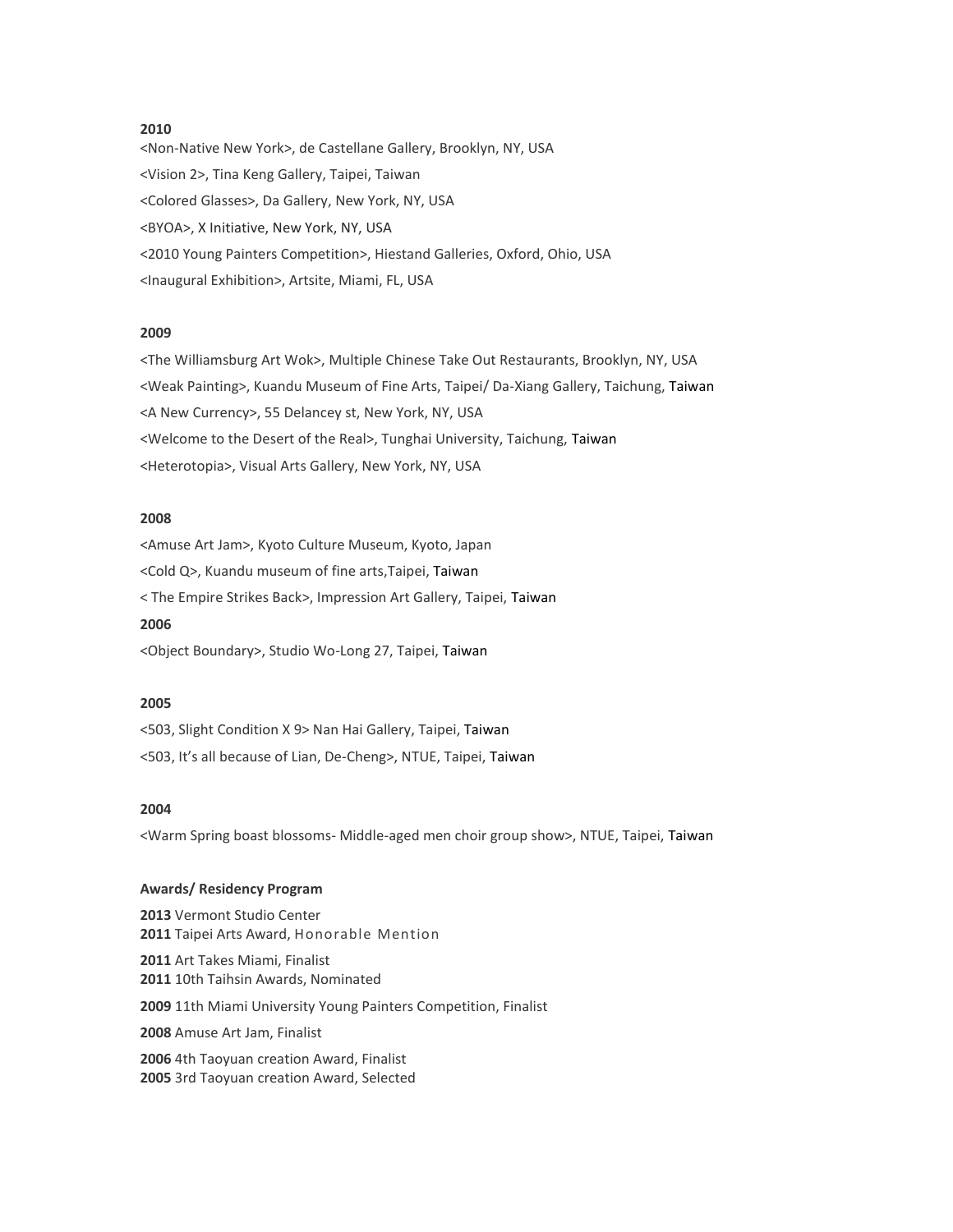**2010**

<Non-Native New York>, de Castellane Gallery, Brooklyn, NY, USA

<Vision 2>, Tina Keng Gallery, Taipei, Taiwan

<Colored Glasses>, Da Gallery, New York, NY, USA

<BYOA>, X Initiative, New York, NY, USA

<2010 Young Painters Competition>, Hiestand Galleries, Oxford, Ohio, USA

<Inaugural Exhibition>, Artsite, Miami, FL, USA

**2009**

<The Williamsburg Art Wok>, Multiple Chinese Take Out Restaurants, Brooklyn, NY, USA

<Weak Painting>, Kuandu Museum of Fine Arts, Taipei/ Da-Xiang Gallery, Taichung, Taiwan

<A New Currency>, 55 Delancey st, New York, NY, USA

<Welcome to the Desert of the Real>, Tunghai University, Taichung, Taiwan

<Heterotopia>, Visual Arts Gallery, New York, NY, USA

**2008**

<Amuse Art Jam>, Kyoto Culture Museum, Kyoto, Japan

<Cold Q>, Kuandu museum of fine arts,Taipei, Taiwan

< The Empire Strikes Back>, Impression Art Gallery, Taipei, Taiwan

**2006**

<Object Boundary>, Studio Wo-Long 27, Taipei, Taiwan

**2005**

<503, Slight Condition X 9> Nan Hai Gallery, Taipei, Taiwan

<503, It's all because of Lian, De-Cheng>, NTUE, Taipei, Taiwan

**2004**

<Warm Spring boast blossoms- Middle-aged men choir group show>, NTUE, Taipei, Taiwan

**Awards/ Residency Program**

**2013** Vermont Studio Center
**2011** Taipei Arts Award, Honorable Mention

**2011** Art Takes Miami, Finalist
**2011** 10th Taihsin Awards, Nominated

**2009** 11th Miami University Young Painters Competition, Finalist

**2008** Amuse Art Jam, Finalist

**2006** 4th Taoyuan creation Award, Finalist
**2005** 3rd Taoyuan creation Award, Selected